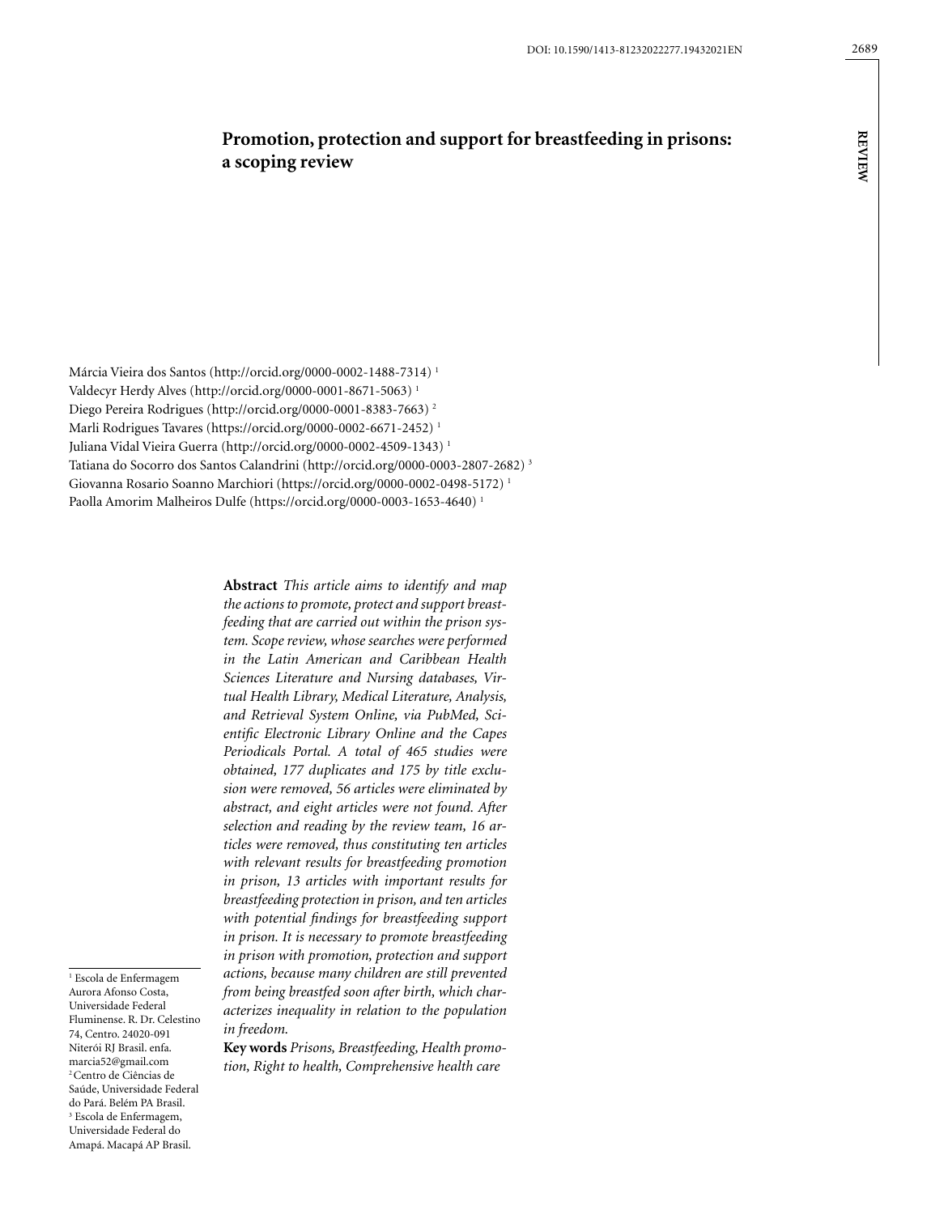# Promotion, protection and support for breastfeeding in prisons: a scoping review

Márcia Vieira dos Santos (http://orcid.org/0000-0002-1488-7314) [1]
Valdecyr Herdy Alves (http://orcid.org/0000-0001-8671-5063) [1]
Diego Pereira Rodrigues (http://orcid.org/0000-0001-8383-7663) [2]
Marli Rodrigues Tavares (https://orcid.org/0000-0002-6671-2452) [1]
Juliana Vidal Vieira Guerra (http://orcid.org/0000-0002-4509-1343) [1]
Tatiana do Socorro dos Santos Calandrini (http://orcid.org/0000-0003-2807-2682) [3]
Giovanna Rosario Soanno Marchiori (https://orcid.org/0000-0002-0498-5172) [1]
Paolla Amorim Malheiros Dulfe (https://orcid.org/0000-0003-1653-4640) [1]

**Abstract** *This article aims to identify and map the actions to promote, protect and support breastfeeding that are carried out within the prison system. Scope review, whose searches were performed in the Latin American and Caribbean Health Sciences Literature and Nursing databases, Virtual Health Library, Medical Literature, Analysis, and Retrieval System Online, via PubMed, Scientific Electronic Library Online and the Capes Periodicals Portal. A total of 465 studies were obtained, 177 duplicates and 175 by title exclusion were removed, 56 articles were eliminated by abstract, and eight articles were not found. After selection and reading by the review team, 16 articles were removed, thus constituting ten articles with relevant results for breastfeeding promotion in prison, 13 articles with important results for breastfeeding protection in prison, and ten articles with potential findings for breastfeeding support in prison. It is necessary to promote breastfeeding in prison with promotion, protection and support actions, because many children are still prevented from being breastfed soon after birth, which characterizes inequality in relation to the population in freedom.*

**Key words** *Prisons, Breastfeeding, Health promotion, Right to health, Comprehensive health care*

[1] Escola de Enfermagem Aurora Afonso Costa, Universidade Federal Fluminense. R. Dr. Celestino 74, Centro. 24020-091 Niterói RJ Brasil. enfa.marcia52@gmail.com
[2] Centro de Ciências de Saúde, Universidade Federal do Pará. Belém PA Brasil.
[3] Escola de Enfermagem, Universidade Federal do Amapá. Macapá AP Brasil.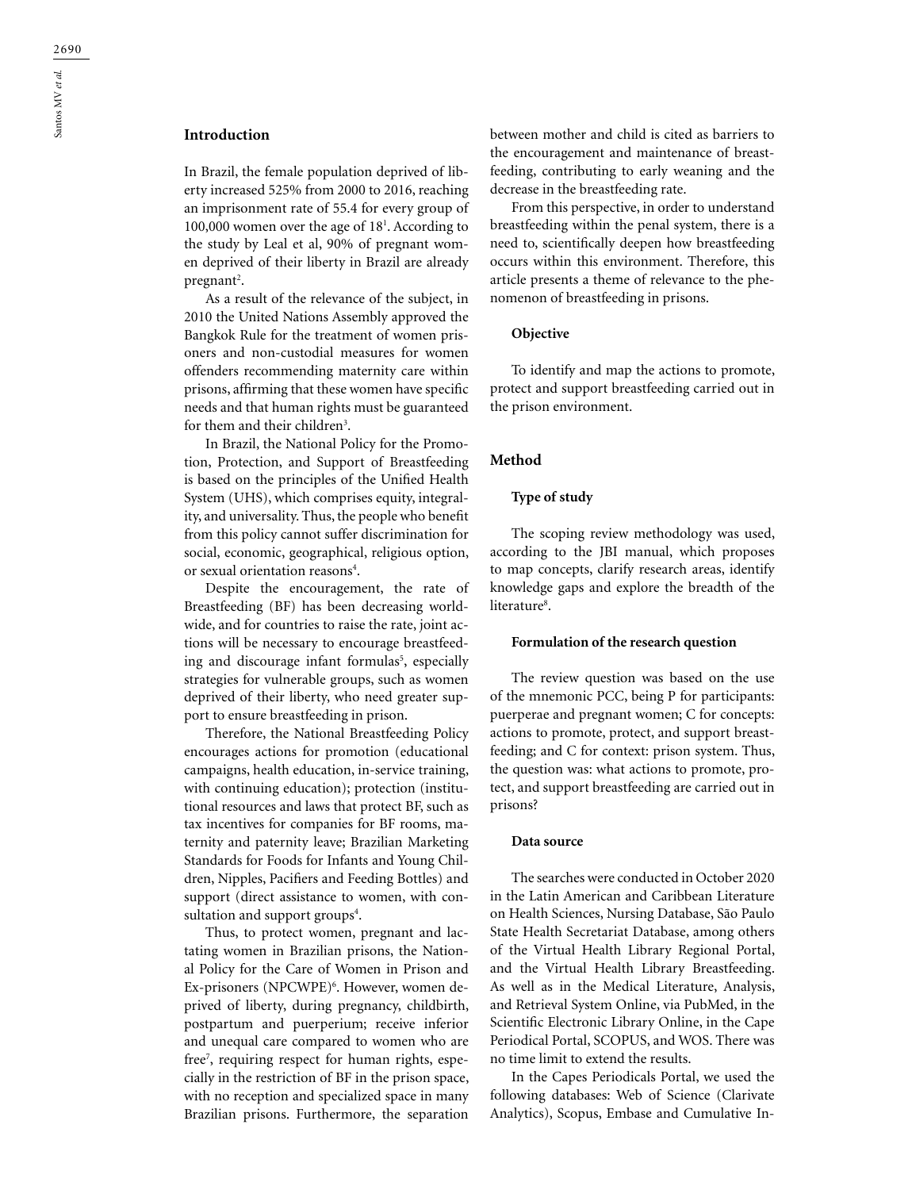## Introduction

In Brazil, the female population deprived of liberty increased 525% from 2000 to 2016, reaching an imprisonment rate of 55.4 for every group of 100,000 women over the age of 18[1]. According to the study by Leal et al, 90% of pregnant women deprived of their liberty in Brazil are already pregnant[2].

As a result of the relevance of the subject, in 2010 the United Nations Assembly approved the Bangkok Rule for the treatment of women prisoners and non-custodial measures for women offenders recommending maternity care within prisons, affirming that these women have specific needs and that human rights must be guaranteed for them and their children[3].

In Brazil, the National Policy for the Promotion, Protection, and Support of Breastfeeding is based on the principles of the Unified Health System (UHS), which comprises equity, integrality, and universality. Thus, the people who benefit from this policy cannot suffer discrimination for social, economic, geographical, religious option, or sexual orientation reasons[4].

Despite the encouragement, the rate of Breastfeeding (BF) has been decreasing worldwide, and for countries to raise the rate, joint actions will be necessary to encourage breastfeeding and discourage infant formulas[5], especially strategies for vulnerable groups, such as women deprived of their liberty, who need greater support to ensure breastfeeding in prison.

Therefore, the National Breastfeeding Policy encourages actions for promotion (educational campaigns, health education, in-service training, with continuing education); protection (institutional resources and laws that protect BF, such as tax incentives for companies for BF rooms, maternity and paternity leave; Brazilian Marketing Standards for Foods for Infants and Young Children, Nipples, Pacifiers and Feeding Bottles) and support (direct assistance to women, with consultation and support groups[4].

Thus, to protect women, pregnant and lactating women in Brazilian prisons, the National Policy for the Care of Women in Prison and Ex-prisoners (NPCWPE)[6]. However, women deprived of liberty, during pregnancy, childbirth, postpartum and puerperium; receive inferior and unequal care compared to women who are free[7], requiring respect for human rights, especially in the restriction of BF in the prison space, with no reception and specialized space in many Brazilian prisons. Furthermore, the separation between mother and child is cited as barriers to the encouragement and maintenance of breastfeeding, contributing to early weaning and the decrease in the breastfeeding rate.

From this perspective, in order to understand breastfeeding within the penal system, there is a need to, scientifically deepen how breastfeeding occurs within this environment. Therefore, this article presents a theme of relevance to the phenomenon of breastfeeding in prisons.

### Objective

To identify and map the actions to promote, protect and support breastfeeding carried out in the prison environment.

## Method

### Type of study

The scoping review methodology was used, according to the JBI manual, which proposes to map concepts, clarify research areas, identify knowledge gaps and explore the breadth of the literature[8].

### Formulation of the research question

The review question was based on the use of the mnemonic PCC, being P for participants: puerperae and pregnant women; C for concepts: actions to promote, protect, and support breastfeeding; and C for context: prison system. Thus, the question was: what actions to promote, protect, and support breastfeeding are carried out in prisons?

### Data source

The searches were conducted in October 2020 in the Latin American and Caribbean Literature on Health Sciences, Nursing Database, São Paulo State Health Secretariat Database, among others of the Virtual Health Library Regional Portal, and the Virtual Health Library Breastfeeding. As well as in the Medical Literature, Analysis, and Retrieval System Online, via PubMed, in the Scientific Electronic Library Online, in the Cape Periodical Portal, SCOPUS, and WOS. There was no time limit to extend the results.

In the Capes Periodicals Portal, we used the following databases: Web of Science (Clarivate Analytics), Scopus, Embase and Cumulative In-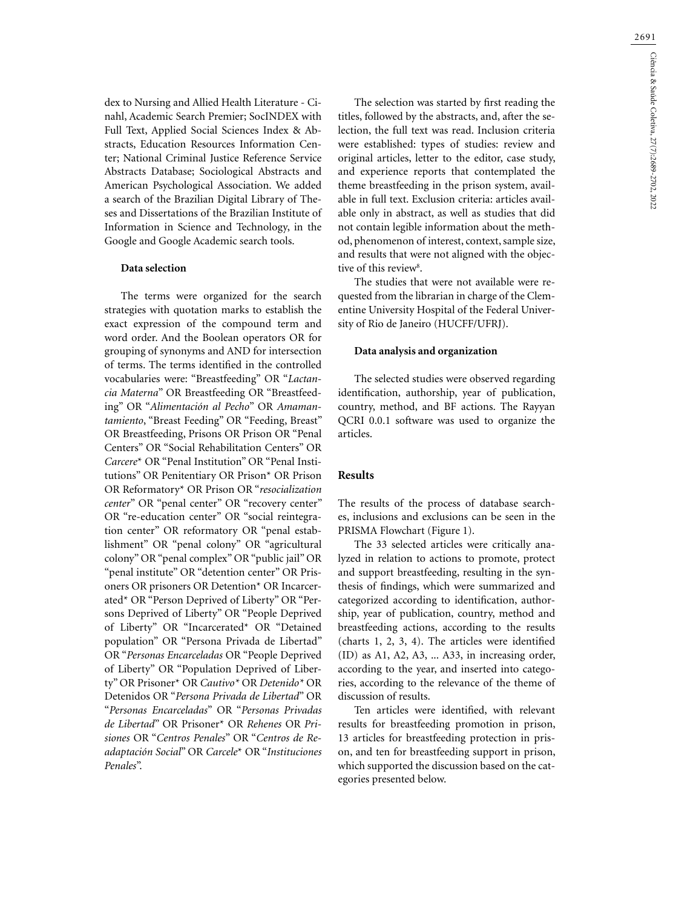dex to Nursing and Allied Health Literature - Cinahl, Academic Search Premier; SocINDEX with Full Text, Applied Social Sciences Index & Abstracts, Education Resources Information Center; National Criminal Justice Reference Service Abstracts Database; Sociological Abstracts and American Psychological Association. We added a search of the Brazilian Digital Library of Theses and Dissertations of the Brazilian Institute of Information in Science and Technology, in the Google and Google Academic search tools.

### Data selection

The terms were organized for the search strategies with quotation marks to establish the exact expression of the compound term and word order. And the Boolean operators OR for grouping of synonyms and AND for intersection of terms. The terms identified in the controlled vocabularies were: "Breastfeeding" OR "*Lactancia Materna*" OR Breastfeeding OR "Breastfeeding" OR "*Alimentación al Pecho*" OR *Amamantamiento*, "Breast Feeding" OR "Feeding, Breast" OR Breastfeeding, Prisons OR Prison OR "Penal Centers" OR "Social Rehabilitation Centers" OR *Carcere** OR "Penal Institution" OR "Penal Institutions" OR Penitentiary OR Prison* OR Prison OR Reformatory* OR Prison OR "*resocialization center*" OR "penal center" OR "recovery center" OR "re-education center" OR "social reintegration center" OR reformatory OR "penal establishment" OR "penal colony" OR "agricultural colony" OR "penal complex" OR "public jail" OR "penal institute" OR "detention center" OR Prisoners OR prisoners OR Detention* OR Incarcerated* OR "Person Deprived of Liberty" OR "Persons Deprived of Liberty" OR "People Deprived of Liberty" OR "Incarcerated* OR "Detained population" OR "Persona Privada de Libertad" OR "*Personas Encarceladas* OR "People Deprived of Liberty" OR "Population Deprived of Liberty" OR Prisoner* OR *Cautivo** OR *Detenido** OR Detenidos OR "*Persona Privada de Libertad*" OR "*Personas Encarceladas*" OR "*Personas Privadas de Libertad*" OR Prisoner* OR *Rehenes* OR *Prisiones* OR "*Centros Penales*" OR "*Centros de Readaptación Social*" OR *Carcele** OR "*Instituciones Penales*".

The selection was started by first reading the titles, followed by the abstracts, and, after the selection, the full text was read. Inclusion criteria were established: types of studies: review and original articles, letter to the editor, case study, and experience reports that contemplated the theme breastfeeding in the prison system, available in full text. Exclusion criteria: articles available only in abstract, as well as studies that did not contain legible information about the method, phenomenon of interest, context, sample size, and results that were not aligned with the objective of this review[8].

The studies that were not available were requested from the librarian in charge of the Clementine University Hospital of the Federal University of Rio de Janeiro (HUCFF/UFRJ).

### Data analysis and organization

The selected studies were observed regarding identification, authorship, year of publication, country, method, and BF actions. The Rayyan QCRI 0.0.1 software was used to organize the articles.

## Results

The results of the process of database searches, inclusions and exclusions can be seen in the PRISMA Flowchart (Figure 1).

The 33 selected articles were critically analyzed in relation to actions to promote, protect and support breastfeeding, resulting in the synthesis of findings, which were summarized and categorized according to identification, authorship, year of publication, country, method and breastfeeding actions, according to the results (charts 1, 2, 3, 4). The articles were identified (ID) as A1, A2, A3, ... A33, in increasing order, according to the year, and inserted into categories, according to the relevance of the theme of discussion of results.

Ten articles were identified, with relevant results for breastfeeding promotion in prison, 13 articles for breastfeeding protection in prison, and ten for breastfeeding support in prison, which supported the discussion based on the categories presented below.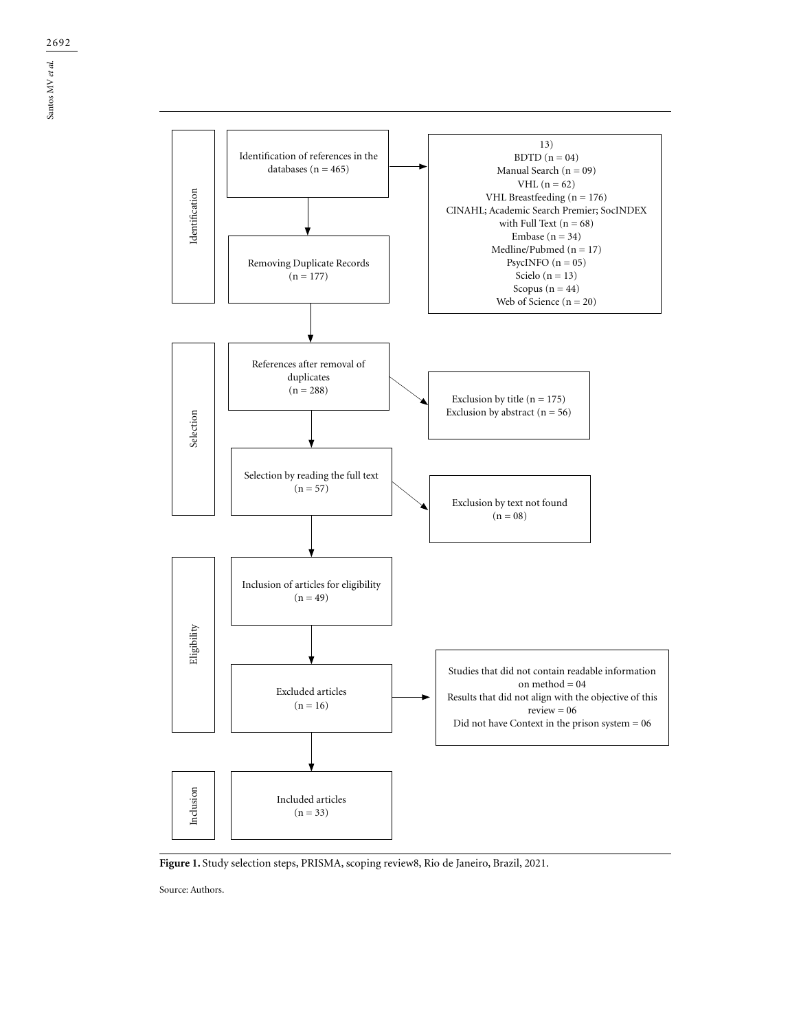Identification

Identification of references in the databases (n = 465)

13)
BDTD (n = 04)
Manual Search (n = 09)
VHL (n = 62)
VHL Breastfeeding (n = 176)
CINAHL; Academic Search Premier; SocINDEX with Full Text (n = 68)
Embase (n = 34)
Medline/Pubmed (n = 17)
PsycINFO (n = 05)
Scielo (n = 13)
Scopus (n = 44)
Web of Science (n = 20)

Removing Duplicate Records (n = 177)

Selection

References after removal of duplicates (n = 288)

Exclusion by title (n = 175)
Exclusion by abstract (n = 56)

Selection by reading the full text (n = 57)

Exclusion by text not found (n = 08)

Eligibility

Inclusion of articles for eligibility (n = 49)

Excluded articles (n = 16)

Studies that did not contain readable information on method = 04
Results that did not align with the objective of this review = 06
Did not have Context in the prison system = 06

Inclusion

Included articles (n = 33)

**Figure 1.** Study selection steps, PRISMA, scoping review8, Rio de Janeiro, Brazil, 2021.

Source: Authors.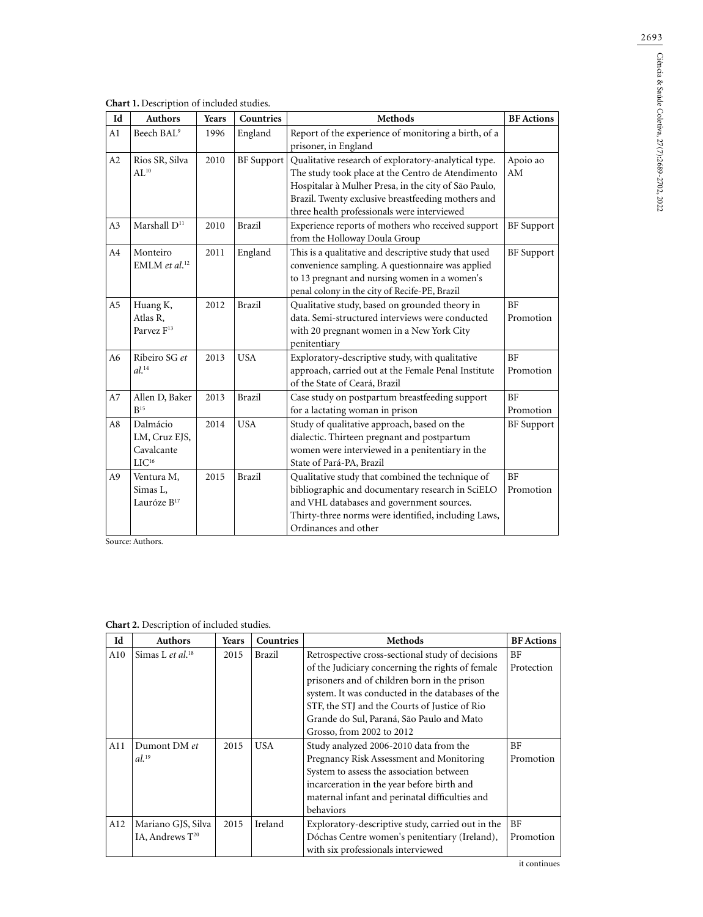**Chart 1.** Description of included studies.

| Id | Authors | Years | Countries | Methods | BF Actions |
|---|---|---|---|---|---|
| A1 | Beech BAL[9] | 1996 | England | Report of the experience of monitoring a birth, of a prisoner, in England | |
| A2 | Rios SR, Silva AL[10] | 2010 | BF Support | Qualitative research of exploratory-analytical type. The study took place at the Centro de Atendimento Hospitalar à Mulher Presa, in the city of São Paulo, Brazil. Twenty exclusive breastfeeding mothers and three health professionals were interviewed | Apoio ao AM |
| A3 | Marshall D[11] | 2010 | Brazil | Experience reports of mothers who received support from the Holloway Doula Group | BF Support |
| A4 | Monteiro EMLM *et al.*[12] | 2011 | England | This is a qualitative and descriptive study that used convenience sampling. A questionnaire was applied to 13 pregnant and nursing women in a women's penal colony in the city of Recife-PE, Brazil | BF Support |
| A5 | Huang K, Atlas R, Parvez F[13] | 2012 | Brazil | Qualitative study, based on grounded theory in data. Semi-structured interviews were conducted with 20 pregnant women in a New York City penitentiary | BF Promotion |
| A6 | Ribeiro SG *et al.*[14] | 2013 | USA | Exploratory-descriptive study, with qualitative approach, carried out at the Female Penal Institute of the State of Ceará, Brazil | BF Promotion |
| A7 | Allen D, Baker B[15] | 2013 | Brazil | Case study on postpartum breastfeeding support for a lactating woman in prison | BF Promotion |
| A8 | Dalmácio LM, Cruz EJS, Cavalcante LIC[16] | 2014 | USA | Study of qualitative approach, based on the dialectic. Thirteen pregnant and postpartum women were interviewed in a penitentiary in the State of Pará-PA, Brazil | BF Support |
| A9 | Ventura M, Simas L, Lauróze B[17] | 2015 | Brazil | Qualitative study that combined the technique of bibliographic and documentary research in SciELO and VHL databases and government sources. Thirty-three norms were identified, including Laws, Ordinances and other | BF Promotion |

Source: Authors.

**Chart 2.** Description of included studies.

| Id | Authors | Years | Countries | Methods | BF Actions |
|---|---|---|---|---|---|
| A10 | Simas L *et al.*[18] | 2015 | Brazil | Retrospective cross-sectional study of decisions of the Judiciary concerning the rights of female prisoners and of children born in the prison system. It was conducted in the databases of the STF, the STJ and the Courts of Justice of Rio Grande do Sul, Paraná, São Paulo and Mato Grosso, from 2002 to 2012 | BF Protection |
| A11 | Dumont DM *et al.*[19] | 2015 | USA | Study analyzed 2006-2010 data from the Pregnancy Risk Assessment and Monitoring System to assess the association between incarceration in the year before birth and maternal infant and perinatal difficulties and behaviors | BF Promotion |
| A12 | Mariano GJS, Silva IA, Andrews T[20] | 2015 | Ireland | Exploratory-descriptive study, carried out in the Dóchas Centre women's penitentiary (Ireland), with six professionals interviewed | BF Promotion |

it continues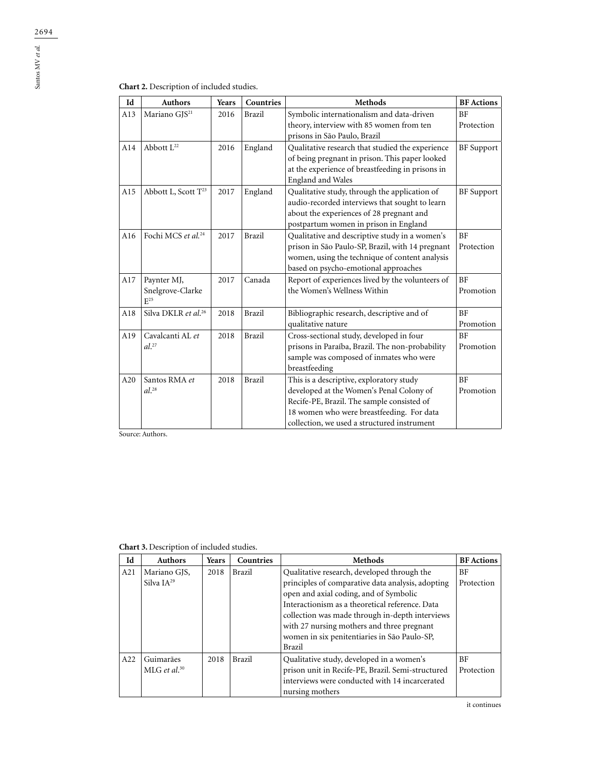**Chart 2.** Description of included studies.

| Id | Authors | Years | Countries | Methods | BF Actions |
|---|---|---|---|---|---|
| A13 | Mariano GJS[21] | 2016 | Brazil | Symbolic internationalism and data-driven theory, interview with 85 women from ten prisons in São Paulo, Brazil | BF Protection |
| A14 | Abbott L[22] | 2016 | England | Qualitative research that studied the experience of being pregnant in prison. This paper looked at the experience of breastfeeding in prisons in England and Wales | BF Support |
| A15 | Abbott L, Scott T[23] | 2017 | England | Qualitative study, through the application of audio-recorded interviews that sought to learn about the experiences of 28 pregnant and postpartum women in prison in England | BF Support |
| A16 | Fochi MCS *et al.*[24] | 2017 | Brazil | Qualitative and descriptive study in a women's prison in São Paulo-SP, Brazil, with 14 pregnant women, using the technique of content analysis based on psycho-emotional approaches | BF Protection |
| A17 | Paynter MJ, Snelgrove-Clarke E[25] | 2017 | Canada | Report of experiences lived by the volunteers of the Women's Wellness Within | BF Promotion |
| A18 | Silva DKLR *et al.*[26] | 2018 | Brazil | Bibliographic research, descriptive and of qualitative nature | BF Promotion |
| A19 | Cavalcanti AL *et al.*[27] | 2018 | Brazil | Cross-sectional study, developed in four prisons in Paraíba, Brazil. The non-probability sample was composed of inmates who were breastfeeding | BF Promotion |
| A20 | Santos RMA *et al.*[28] | 2018 | Brazil | This is a descriptive, exploratory study developed at the Women's Penal Colony of Recife-PE, Brazil. The sample consisted of 18 women who were breastfeeding. For data collection, we used a structured instrument | BF Promotion |

Source: Authors.

**Chart 3.** Description of included studies.

| Id | Authors | Years | Countries | Methods | BF Actions |
|---|---|---|---|---|---|
| A21 | Mariano GJS, Silva IA[29] | 2018 | Brazil | Qualitative research, developed through the principles of comparative data analysis, adopting open and axial coding, and of Symbolic Interactionism as a theoretical reference. Data collection was made through in-depth interviews with 27 nursing mothers and three pregnant women in six penitentiaries in São Paulo-SP, Brazil | BF Protection |
| A22 | Guimarães MLG *et al.*[30] | 2018 | Brazil | Qualitative study, developed in a women's prison unit in Recife-PE, Brazil. Semi-structured interviews were conducted with 14 incarcerated nursing mothers | BF Protection |

it continues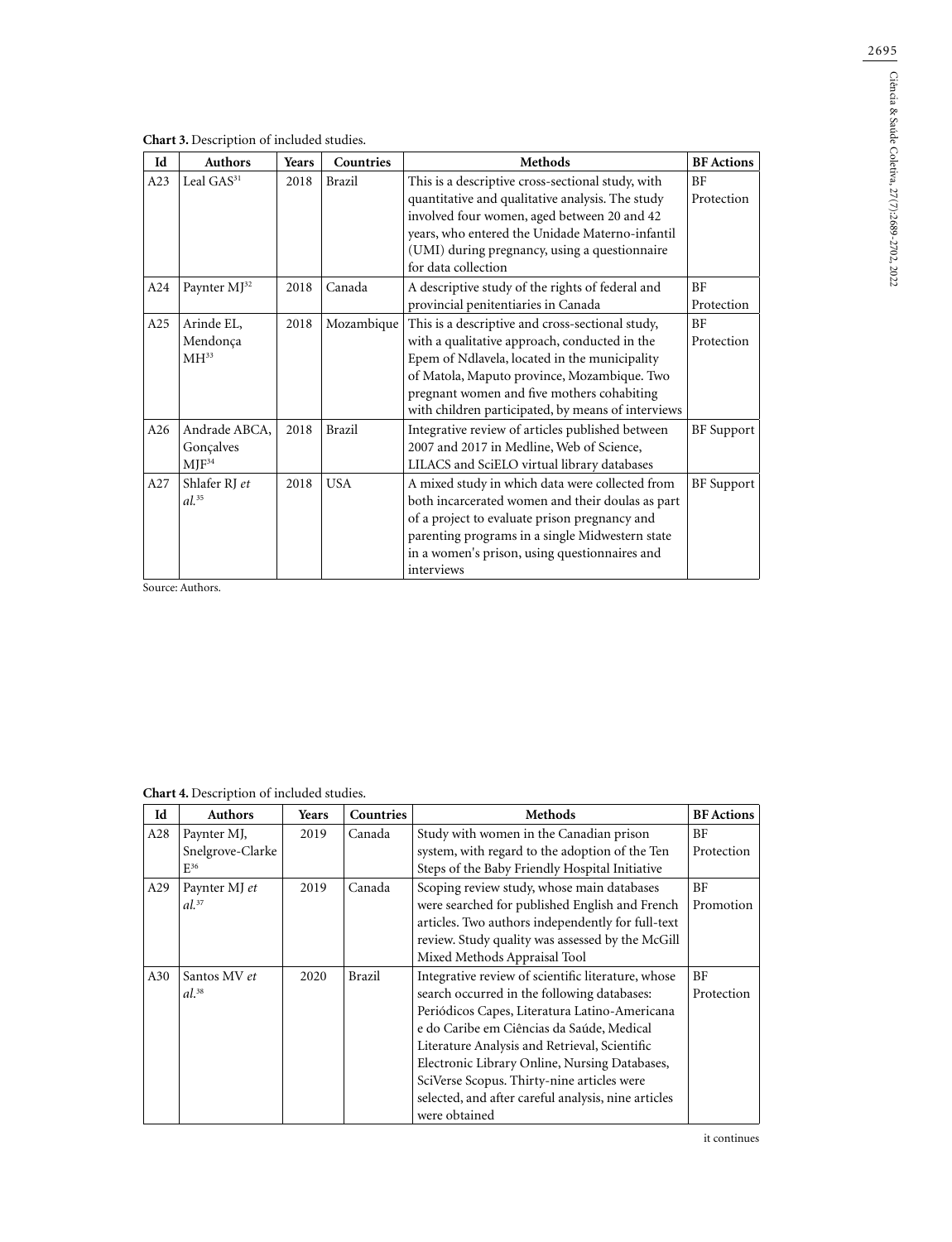**Chart 3.** Description of included studies.

| Id | Authors | Years | Countries | Methods | BF Actions |
|---|---|---|---|---|---|
| A23 | Leal GAS[31] | 2018 | Brazil | This is a descriptive cross-sectional study, with quantitative and qualitative analysis. The study involved four women, aged between 20 and 42 years, who entered the Unidade Materno-infantil (UMI) during pregnancy, using a questionnaire for data collection | BF Protection |
| A24 | Paynter MJ[32] | 2018 | Canada | A descriptive study of the rights of federal and provincial penitentiaries in Canada | BF Protection |
| A25 | Arinde EL, Mendonça MH[33] | 2018 | Mozambique | This is a descriptive and cross-sectional study, with a qualitative approach, conducted in the Epem of Ndlavela, located in the municipality of Matola, Maputo province, Mozambique. Two pregnant women and five mothers cohabiting with children participated, by means of interviews | BF Protection |
| A26 | Andrade ABCA, Gonçalves MJF[34] | 2018 | Brazil | Integrative review of articles published between 2007 and 2017 in Medline, Web of Science, LILACS and SciELO virtual library databases | BF Support |
| A27 | Shlafer RJ *et al.*[35] | 2018 | USA | A mixed study in which data were collected from both incarcerated women and their doulas as part of a project to evaluate prison pregnancy and parenting programs in a single Midwestern state in a women's prison, using questionnaires and interviews | BF Support |

Source: Authors.

**Chart 4.** Description of included studies.

| Id | Authors | Years | Countries | Methods | BF Actions |
|---|---|---|---|---|---|
| A28 | Paynter MJ, Snelgrove-Clarke E[36] | 2019 | Canada | Study with women in the Canadian prison system, with regard to the adoption of the Ten Steps of the Baby Friendly Hospital Initiative | BF Protection |
| A29 | Paynter MJ *et al.*[37] | 2019 | Canada | Scoping review study, whose main databases were searched for published English and French articles. Two authors independently for full-text review. Study quality was assessed by the McGill Mixed Methods Appraisal Tool | BF Promotion |
| A30 | Santos MV *et al.*[38] | 2020 | Brazil | Integrative review of scientific literature, whose search occurred in the following databases: Periódicos Capes, Literatura Latino-Americana e do Caribe em Ciências da Saúde, Medical Literature Analysis and Retrieval, Scientific Electronic Library Online, Nursing Databases, SciVerse Scopus. Thirty-nine articles were selected, and after careful analysis, nine articles were obtained | BF Protection |

it continues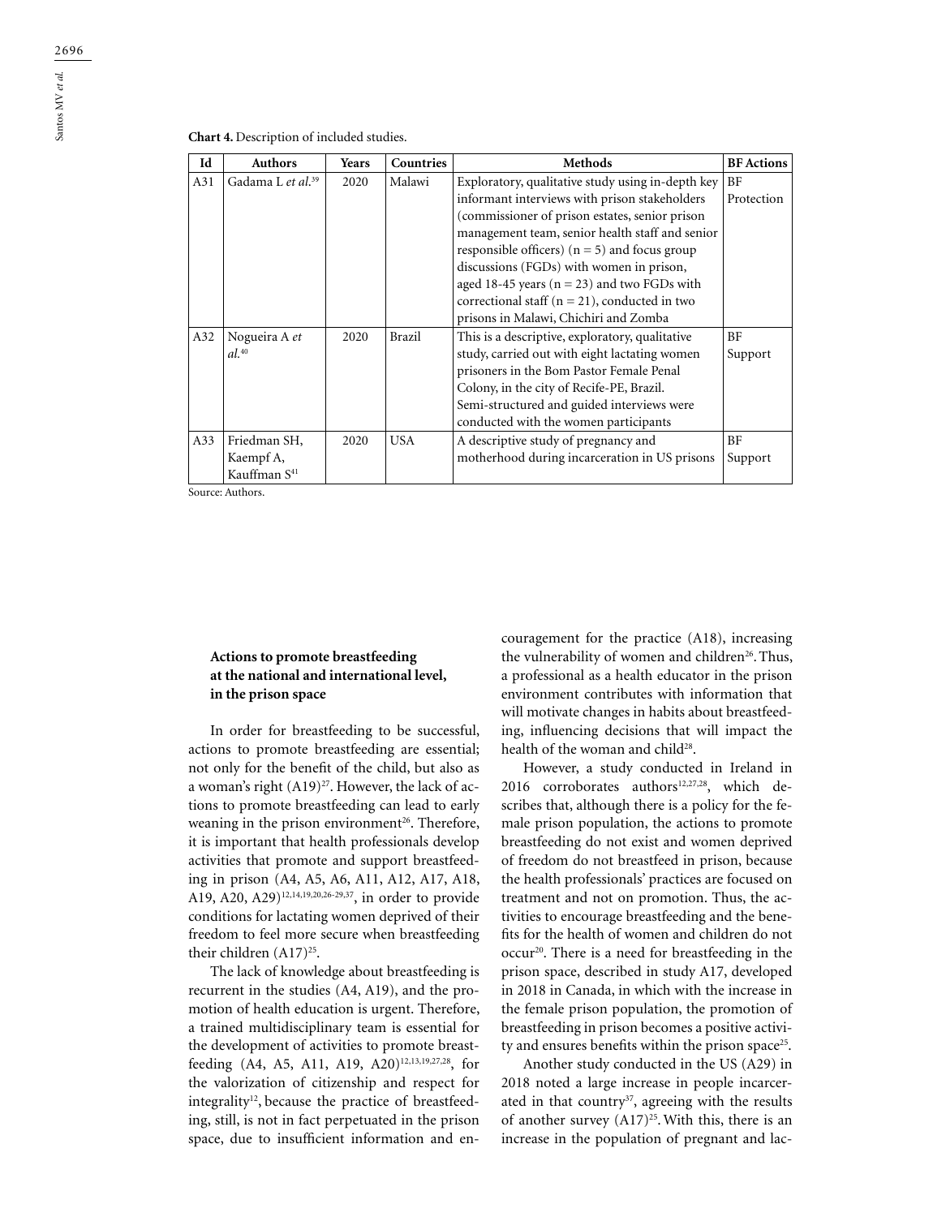**Chart 4.** Description of included studies.

| Id | Authors | Years | Countries | Methods | BF Actions |
|---|---|---|---|---|---|
| A31 | Gadama L *et al.*[39] | 2020 | Malawi | Exploratory, qualitative study using in-depth key informant interviews with prison stakeholders (commissioner of prison estates, senior prison management team, senior health staff and senior responsible officers) (n = 5) and focus group discussions (FGDs) with women in prison, aged 18-45 years (n = 23) and two FGDs with correctional staff (n = 21), conducted in two prisons in Malawi, Chichiri and Zomba | BF Protection |
| A32 | Nogueira A *et al.*[40] | 2020 | Brazil | This is a descriptive, exploratory, qualitative study, carried out with eight lactating women prisoners in the Bom Pastor Female Penal Colony, in the city of Recife-PE, Brazil. Semi-structured and guided interviews were conducted with the women participants | BF Support |
| A33 | Friedman SH, Kaempf A, Kauffman S[41] | 2020 | USA | A descriptive study of pregnancy and motherhood during incarceration in US prisons | BF Support |

Source: Authors.

### Actions to promote breastfeeding at the national and international level, in the prison space

In order for breastfeeding to be successful, actions to promote breastfeeding are essential; not only for the benefit of the child, but also as a woman's right (A19)[27]. However, the lack of actions to promote breastfeeding can lead to early weaning in the prison environment[26]. Therefore, it is important that health professionals develop activities that promote and support breastfeeding in prison (A4, A5, A6, A11, A12, A17, A18, A19, A20, A29)[12,14,19,20,26-29,37], in order to provide conditions for lactating women deprived of their freedom to feel more secure when breastfeeding their children (A17)[25].

The lack of knowledge about breastfeeding is recurrent in the studies (A4, A19), and the promotion of health education is urgent. Therefore, a trained multidisciplinary team is essential for the development of activities to promote breastfeeding (A4, A5, A11, A19, A20)[12,13,19,27,28], for the valorization of citizenship and respect for integrality[12], because the practice of breastfeeding, still, is not in fact perpetuated in the prison space, due to insufficient information and encouragement for the practice (A18), increasing the vulnerability of women and children[26]. Thus, a professional as a health educator in the prison environment contributes with information that will motivate changes in habits about breastfeeding, influencing decisions that will impact the health of the woman and child[28].

However, a study conducted in Ireland in 2016 corroborates authors[12,27,28], which describes that, although there is a policy for the female prison population, the actions to promote breastfeeding do not exist and women deprived of freedom do not breastfeed in prison, because the health professionals' practices are focused on treatment and not on promotion. Thus, the activities to encourage breastfeeding and the benefits for the health of women and children do not occur[20]. There is a need for breastfeeding in the prison space, described in study A17, developed in 2018 in Canada, in which with the increase in the female prison population, the promotion of breastfeeding in prison becomes a positive activity and ensures benefits within the prison space[25].

Another study conducted in the US (A29) in 2018 noted a large increase in people incarcerated in that country[37], agreeing with the results of another survey (A17)[25]. With this, there is an increase in the population of pregnant and lac-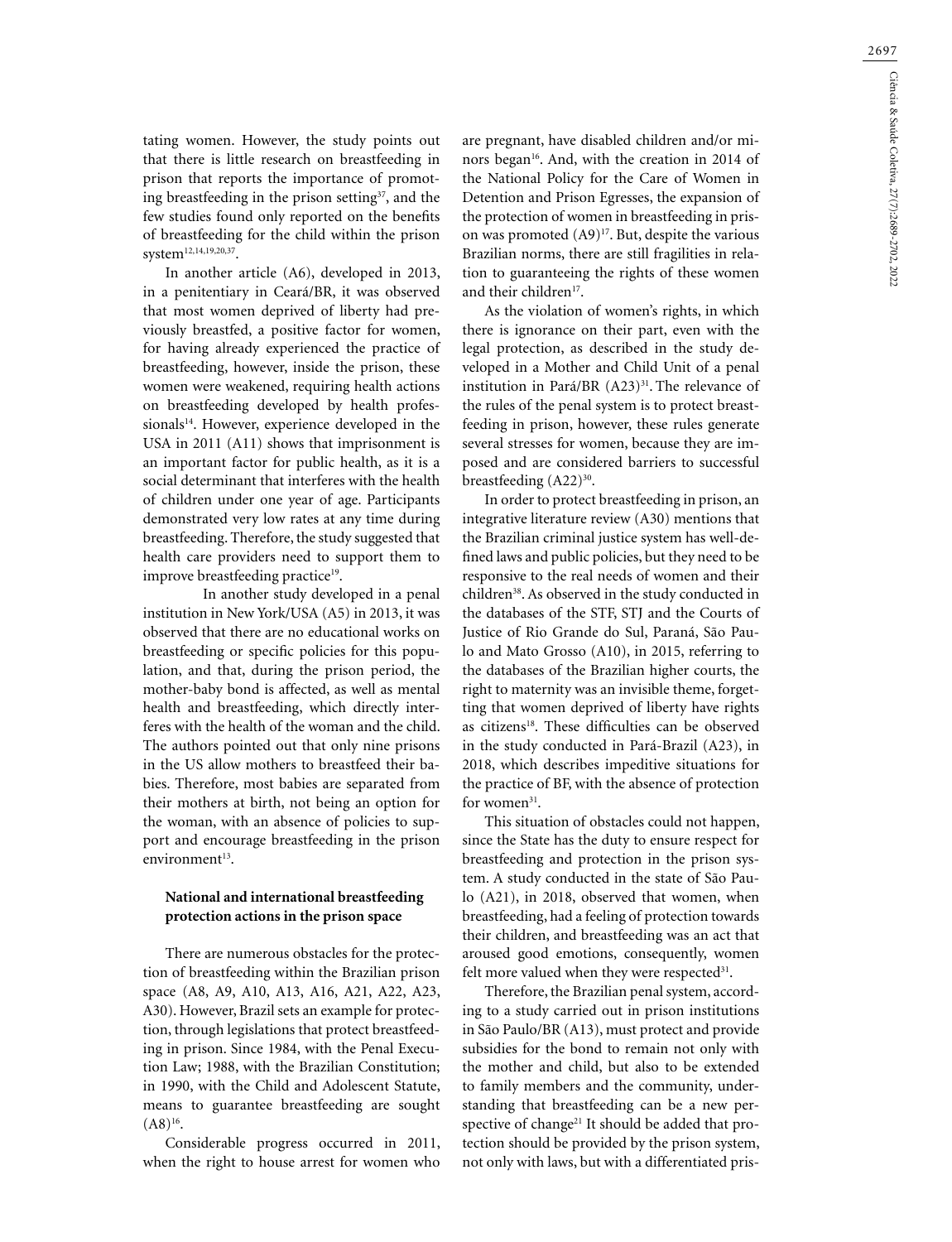tating women. However, the study points out that there is little research on breastfeeding in prison that reports the importance of promoting breastfeeding in the prison setting[37], and the few studies found only reported on the benefits of breastfeeding for the child within the prison system[12,14,19,20,37].

In another article (A6), developed in 2013, in a penitentiary in Ceará/BR, it was observed that most women deprived of liberty had previously breastfed, a positive factor for women, for having already experienced the practice of breastfeeding, however, inside the prison, these women were weakened, requiring health actions on breastfeeding developed by health professionals[14]. However, experience developed in the USA in 2011 (A11) shows that imprisonment is an important factor for public health, as it is a social determinant that interferes with the health of children under one year of age. Participants demonstrated very low rates at any time during breastfeeding. Therefore, the study suggested that health care providers need to support them to improve breastfeeding practice[19].

In another study developed in a penal institution in New York/USA (A5) in 2013, it was observed that there are no educational works on breastfeeding or specific policies for this population, and that, during the prison period, the mother-baby bond is affected, as well as mental health and breastfeeding, which directly interferes with the health of the woman and the child. The authors pointed out that only nine prisons in the US allow mothers to breastfeed their babies. Therefore, most babies are separated from their mothers at birth, not being an option for the woman, with an absence of policies to support and encourage breastfeeding in the prison environment[13].

### National and international breastfeeding protection actions in the prison space

There are numerous obstacles for the protection of breastfeeding within the Brazilian prison space (A8, A9, A10, A13, A16, A21, A22, A23, A30). However, Brazil sets an example for protection, through legislations that protect breastfeeding in prison. Since 1984, with the Penal Execution Law; 1988, with the Brazilian Constitution; in 1990, with the Child and Adolescent Statute, means to guarantee breastfeeding are sought (A8)[16].

Considerable progress occurred in 2011, when the right to house arrest for women who are pregnant, have disabled children and/or minors began[16]. And, with the creation in 2014 of the National Policy for the Care of Women in Detention and Prison Egresses, the expansion of the protection of women in breastfeeding in prison was promoted (A9)[17]. But, despite the various Brazilian norms, there are still fragilities in relation to guaranteeing the rights of these women and their children[17].

As the violation of women's rights, in which there is ignorance on their part, even with the legal protection, as described in the study developed in a Mother and Child Unit of a penal institution in Pará/BR (A23)[31]. The relevance of the rules of the penal system is to protect breastfeeding in prison, however, these rules generate several stresses for women, because they are imposed and are considered barriers to successful breastfeeding (A22)[30].

In order to protect breastfeeding in prison, an integrative literature review (A30) mentions that the Brazilian criminal justice system has well-defined laws and public policies, but they need to be responsive to the real needs of women and their children[38]. As observed in the study conducted in the databases of the STF, STJ and the Courts of Justice of Rio Grande do Sul, Paraná, São Paulo and Mato Grosso (A10), in 2015, referring to the databases of the Brazilian higher courts, the right to maternity was an invisible theme, forgetting that women deprived of liberty have rights as citizens[18]. These difficulties can be observed in the study conducted in Pará-Brazil (A23), in 2018, which describes impeditive situations for the practice of BF, with the absence of protection for women[31].

This situation of obstacles could not happen, since the State has the duty to ensure respect for breastfeeding and protection in the prison system. A study conducted in the state of São Paulo (A21), in 2018, observed that women, when breastfeeding, had a feeling of protection towards their children, and breastfeeding was an act that aroused good emotions, consequently, women felt more valued when they were respected[31].

Therefore, the Brazilian penal system, according to a study carried out in prison institutions in São Paulo/BR (A13), must protect and provide subsidies for the bond to remain not only with the mother and child, but also to be extended to family members and the community, understanding that breastfeeding can be a new perspective of change[21] It should be added that protection should be provided by the prison system, not only with laws, but with a differentiated pris-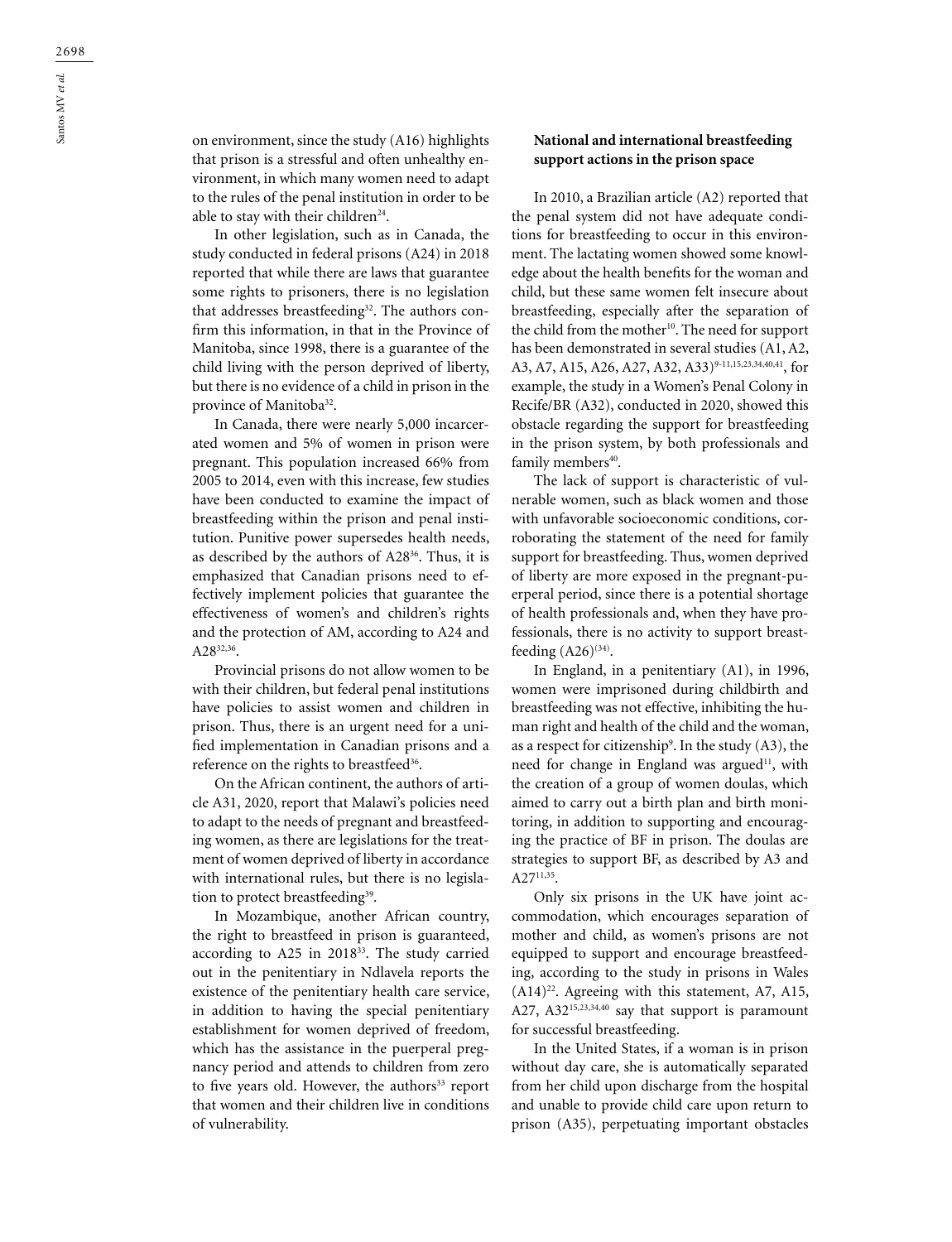on environment, since the study (A16) highlights that prison is a stressful and often unhealthy environment, in which many women need to adapt to the rules of the penal institution in order to be able to stay with their children[24].

In other legislation, such as in Canada, the study conducted in federal prisons (A24) in 2018 reported that while there are laws that guarantee some rights to prisoners, there is no legislation that addresses breastfeeding[32]. The authors confirm this information, in that in the Province of Manitoba, since 1998, there is a guarantee of the child living with the person deprived of liberty, but there is no evidence of a child in prison in the province of Manitoba[32].

In Canada, there were nearly 5,000 incarcerated women and 5% of women in prison were pregnant. This population increased 66% from 2005 to 2014, even with this increase, few studies have been conducted to examine the impact of breastfeeding within the prison and penal institution. Punitive power supersedes health needs, as described by the authors of A28[36]. Thus, it is emphasized that Canadian prisons need to effectively implement policies that guarantee the effectiveness of women's and children's rights and the protection of AM, according to A24 and A28[32,36].

Provincial prisons do not allow women to be with their children, but federal penal institutions have policies to assist women and children in prison. Thus, there is an urgent need for a unified implementation in Canadian prisons and a reference on the rights to breastfeed[36].

On the African continent, the authors of article A31, 2020, report that Malawi's policies need to adapt to the needs of pregnant and breastfeeding women, as there are legislations for the treatment of women deprived of liberty in accordance with international rules, but there is no legislation to protect breastfeeding[39].

In Mozambique, another African country, the right to breastfeed in prison is guaranteed, according to A25 in 2018[33]. The study carried out in the penitentiary in Ndlavela reports the existence of the penitentiary health care service, in addition to having the special penitentiary establishment for women deprived of freedom, which has the assistance in the puerperal pregnancy period and attends to children from zero to five years old. However, the authors[33] report that women and their children live in conditions of vulnerability.

## National and international breastfeeding support actions in the prison space

In 2010, a Brazilian article (A2) reported that the penal system did not have adequate conditions for breastfeeding to occur in this environment. The lactating women showed some knowledge about the health benefits for the woman and child, but these same women felt insecure about breastfeeding, especially after the separation of the child from the mother[10]. The need for support has been demonstrated in several studies (A1, A2, A3, A7, A15, A26, A27, A32, A33)[9-11,15,23,34,40,41], for example, the study in a Women's Penal Colony in Recife/BR (A32), conducted in 2020, showed this obstacle regarding the support for breastfeeding in the prison system, by both professionals and family members[40].

The lack of support is characteristic of vulnerable women, such as black women and those with unfavorable socioeconomic conditions, corroborating the statement of the need for family support for breastfeeding. Thus, women deprived of liberty are more exposed in the pregnant-puerperal period, since there is a potential shortage of health professionals and, when they have professionals, there is no activity to support breastfeeding (A26)[34].

In England, in a penitentiary (A1), in 1996, women were imprisoned during childbirth and breastfeeding was not effective, inhibiting the human right and health of the child and the woman, as a respect for citizenship[9]. In the study (A3), the need for change in England was argued[11], with the creation of a group of women doulas, which aimed to carry out a birth plan and birth monitoring, in addition to supporting and encouraging the practice of BF in prison. The doulas are strategies to support BF, as described by A3 and A27[11,35].

Only six prisons in the UK have joint accommodation, which encourages separation of mother and child, as women's prisons are not equipped to support and encourage breastfeeding, according to the study in prisons in Wales (A14)[22]. Agreeing with this statement, A7, A15, A27, A32[15,23,34,40] say that support is paramount for successful breastfeeding.

In the United States, if a woman is in prison without day care, she is automatically separated from her child upon discharge from the hospital and unable to provide child care upon return to prison (A35), perpetuating important obstacles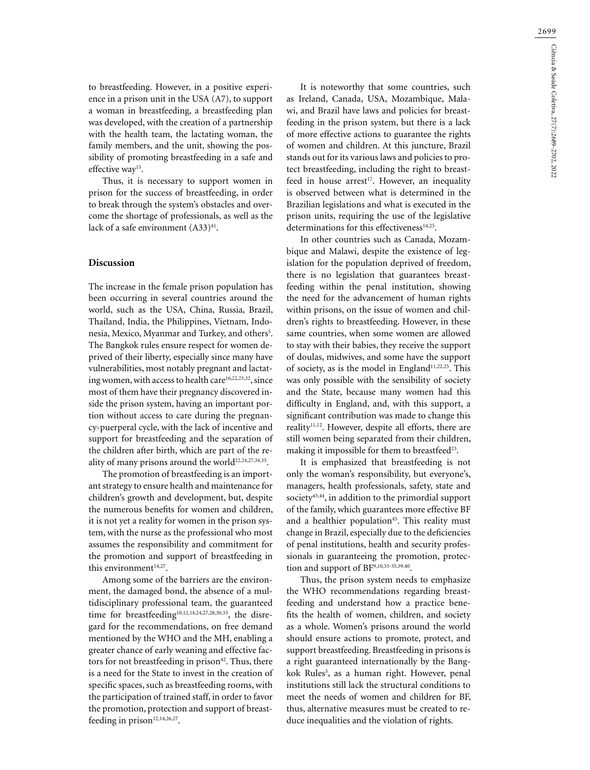to breastfeeding. However, in a positive experience in a prison unit in the USA (A7), to support a woman in breastfeeding, a breastfeeding plan was developed, with the creation of a partnership with the health team, the lactating woman, the family members, and the unit, showing the possibility of promoting breastfeeding in a safe and effective way[15].

Thus, it is necessary to support women in prison for the success of breastfeeding, in order to break through the system's obstacles and overcome the shortage of professionals, as well as the lack of a safe environment (A33)[41].

## Discussion

The increase in the female prison population has been occurring in several countries around the world, such as the USA, China, Russia, Brazil, Thailand, India, the Philippines, Vietnam, Indonesia, Mexico, Myanmar and Turkey, and others[5]. The Bangkok rules ensure respect for women deprived of their liberty, especially since many have vulnerabilities, most notably pregnant and lactating women, with access to health care[16,22,23,32], since most of them have their pregnancy discovered inside the prison system, having an important portion without access to care during the pregnancy-puerperal cycle, with the lack of incentive and support for breastfeeding and the separation of the children after birth, which are part of the reality of many prisons around the world[22,24,27,34,35].

The promotion of breastfeeding is an important strategy to ensure health and maintenance for children's growth and development, but, despite the numerous benefits for women and children, it is not yet a reality for women in the prison system, with the nurse as the professional who most assumes the responsibility and commitment for the promotion and support of breastfeeding in this environment[14,27].

Among some of the barriers are the environment, the damaged bond, the absence of a multidisciplinary professional team, the guaranteed time for breastfeeding[10,12,14,24,27,28,30,35], the disregard for the recommendations, on free demand mentioned by the WHO and the MH, enabling a greater chance of early weaning and effective factors for not breastfeeding in prison[42]. Thus, there is a need for the State to invest in the creation of specific spaces, such as breastfeeding rooms, with the participation of trained staff, in order to favor the promotion, protection and support of breastfeeding in prison[12,14,26,27].

It is noteworthy that some countries, such as Ireland, Canada, USA, Mozambique, Malawi, and Brazil have laws and policies for breastfeeding in the prison system, but there is a lack of more effective actions to guarantee the rights of women and children. At this juncture, Brazil stands out for its various laws and policies to protect breastfeeding, including the right to breastfeed in house arrest[17]. However, an inequality is observed between what is determined in the Brazilian legislations and what is executed in the prison units, requiring the use of the legislative determinations for this effectiveness[14,25].

In other countries such as Canada, Mozambique and Malawi, despite the existence of legislation for the population deprived of freedom, there is no legislation that guarantees breastfeeding within the penal institution, showing the need for the advancement of human rights within prisons, on the issue of women and children's rights to breastfeeding. However, in these same countries, when some women are allowed to stay with their babies, they receive the support of doulas, midwives, and some have the support of society, as is the model in England[11,22,25]. This was only possible with the sensibility of society and the State, because many women had this difficulty in England, and, with this support, a significant contribution was made to change this reality[11,12]. However, despite all efforts, there are still women being separated from their children, making it impossible for them to breastfeed[23].

It is emphasized that breastfeeding is not only the woman's responsibility, but everyone's, managers, health professionals, safety, state and society[43,44], in addition to the primordial support of the family, which guarantees more effective BF and a healthier population[45]. This reality must change in Brazil, especially due to the deficiencies of penal institutions, health and security professionals in guaranteeing the promotion, protection and support of BF[9,10,33-35,39,40].

Thus, the prison system needs to emphasize the WHO recommendations regarding breastfeeding and understand how a practice benefits the health of women, children, and society as a whole. Women's prisons around the world should ensure actions to promote, protect, and support breastfeeding. Breastfeeding in prisons is a right guaranteed internationally by the Bangkok Rules[3], as a human right. However, penal institutions still lack the structural conditions to meet the needs of women and children for BF, thus, alternative measures must be created to reduce inequalities and the violation of rights.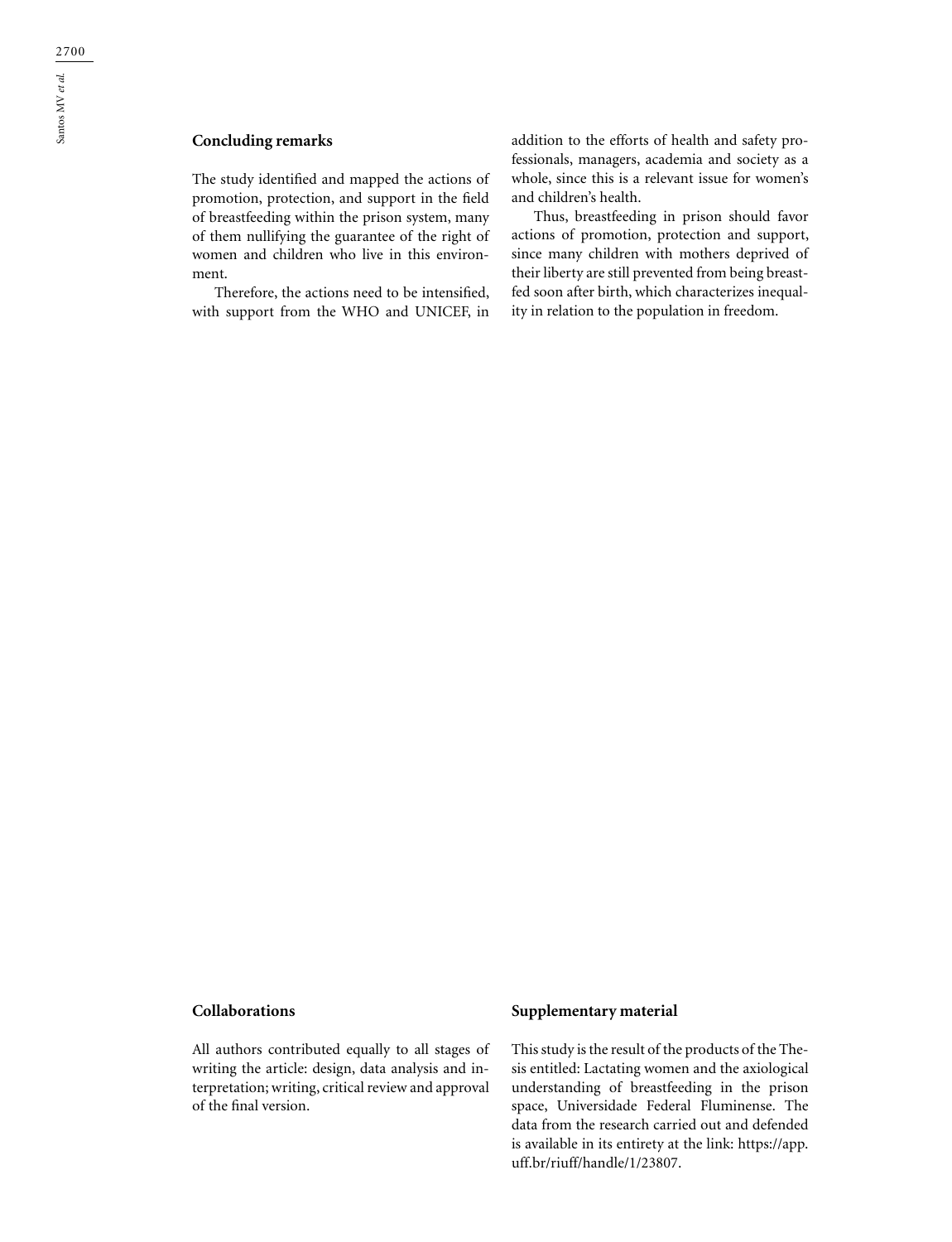## Concluding remarks

The study identified and mapped the actions of promotion, protection, and support in the field of breastfeeding within the prison system, many of them nullifying the guarantee of the right of women and children who live in this environment.

Therefore, the actions need to be intensified, with support from the WHO and UNICEF, in addition to the efforts of health and safety professionals, managers, academia and society as a whole, since this is a relevant issue for women's and children's health.

Thus, breastfeeding in prison should favor actions of promotion, protection and support, since many children with mothers deprived of their liberty are still prevented from being breastfed soon after birth, which characterizes inequality in relation to the population in freedom.

## Collaborations

All authors contributed equally to all stages of writing the article: design, data analysis and interpretation; writing, critical review and approval of the final version.

## Supplementary material

This study is the result of the products of the Thesis entitled: Lactating women and the axiological understanding of breastfeeding in the prison space, Universidade Federal Fluminense. The data from the research carried out and defended is available in its entirety at the link: https://app.uff.br/riuff/handle/1/23807.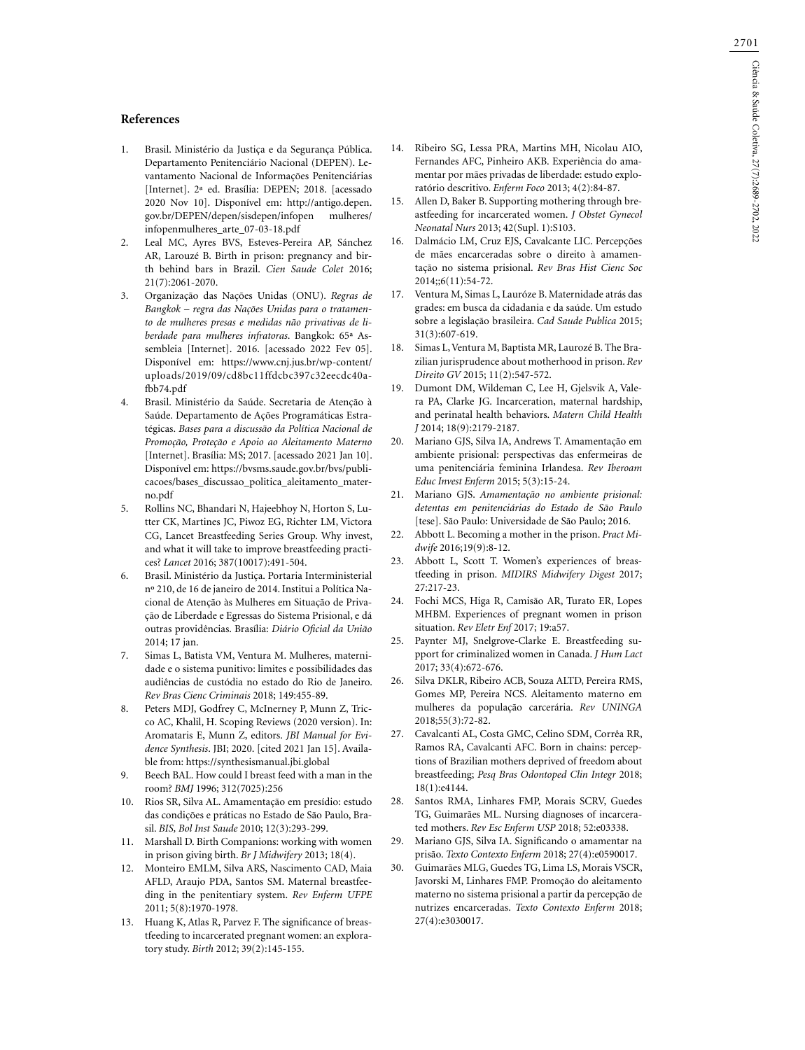## References

1. Brasil. Ministério da Justiça e da Segurança Pública. Departamento Penitenciário Nacional (DEPEN). Levantamento Nacional de Informações Penitenciárias [Internet]. 2ª ed. Brasília: DEPEN; 2018. [acessado 2020 Nov 10]. Disponível em: http://antigo.depen.gov.br/DEPEN/depen/sisdepen/infopen mulheres/infopenmulheres_arte_07-03-18.pdf
2. Leal MC, Ayres BVS, Esteves-Pereira AP, Sánchez AR, Larouzé B. Birth in prison: pregnancy and birth behind bars in Brazil. *Cien Saude Colet* 2016; 21(7):2061-2070.
3. Organização das Nações Unidas (ONU). *Regras de Bangkok – regra das Nações Unidas para o tratamento de mulheres presas e medidas não privativas de liberdade para mulheres infratoras*. Bangkok: 65ª Assembleia [Internet]. 2016. [acessado 2022 Fev 05]. Disponível em: https://www.cnj.jus.br/wp-content/uploads/2019/09/cd8bc11ffdcbc397c32eecdc40afbb74.pdf
4. Brasil. Ministério da Saúde. Secretaria de Atenção à Saúde. Departamento de Ações Programáticas Estratégicas. *Bases para a discussão da Política Nacional de Promoção, Proteção e Apoio ao Aleitamento Materno* [Internet]. Brasília: MS; 2017. [acessado 2021 Jan 10]. Disponível em: https://bvsms.saude.gov.br/bvs/publicacoes/bases_discussao_politica_aleitamento_materno.pdf
5. Rollins NC, Bhandari N, Hajeebhoy N, Horton S, Lutter CK, Martines JC, Piwoz EG, Richter LM, Victora CG, Lancet Breastfeeding Series Group. Why invest, and what it will take to improve breastfeeding practices? *Lancet* 2016; 387(10017):491-504.
6. Brasil. Ministério da Justiça. Portaria Interministerial nº 210, de 16 de janeiro de 2014. Institui a Política Nacional de Atenção às Mulheres em Situação de Privação de Liberdade e Egressas do Sistema Prisional, e dá outras providências. Brasília: *Diário Oficial da União* 2014; 17 jan.
7. Simas L, Batista VM, Ventura M. Mulheres, maternidade e o sistema punitivo: limites e possibilidades das audiências de custódia no estado do Rio de Janeiro. *Rev Bras Cienc Criminais* 2018; 149:455-89.
8. Peters MDJ, Godfrey C, McInerney P, Munn Z, Tricco AC, Khalil, H. Scoping Reviews (2020 version). In: Aromataris E, Munn Z, editors. *JBI Manual for Evidence Synthesis*. JBI; 2020. [cited 2021 Jan 15]. Available from: https://synthesismanual.jbi.global
9. Beech BAL. How could I breast feed with a man in the room? *BMJ* 1996; 312(7025):256
10. Rios SR, Silva AL. Amamentação em presídio: estudo das condições e práticas no Estado de São Paulo, Brasil. *BIS, Bol Inst Saude* 2010; 12(3):293-299.
11. Marshall D. Birth Companions: working with women in prison giving birth. *Br J Midwifery* 2013; 18(4).
12. Monteiro EMLM, Silva ARS, Nascimento CAD, Maia AFLD, Araujo PDA, Santos SM. Maternal breastfeeding in the penitentiary system. *Rev Enferm UFPE* 2011; 5(8):1970-1978.
13. Huang K, Atlas R, Parvez F. The significance of breastfeeding to incarcerated pregnant women: an exploratory study. *Birth* 2012; 39(2):145-155.
14. Ribeiro SG, Lessa PRA, Martins MH, Nicolau AIO, Fernandes AFC, Pinheiro AKB. Experiência do amamentar por mães privadas de liberdade: estudo exploratório descritivo. *Enferm Foco* 2013; 4(2):84-87.
15. Allen D, Baker B. Supporting mothering through breastfeeding for incarcerated women. *J Obstet Gynecol Neonatal Nurs* 2013; 42(Supl. 1):S103.
16. Dalmácio LM, Cruz EJS, Cavalcante LIC. Percepções de mães encarceradas sobre o direito à amamentação no sistema prisional. *Rev Bras Hist Cienc Soc* 2014;;6(11):54-72.
17. Ventura M, Simas L, Lauróze B. Maternidade atrás das grades: em busca da cidadania e da saúde. Um estudo sobre a legislação brasileira. *Cad Saude Publica* 2015; 31(3):607-619.
18. Simas L, Ventura M, Baptista MR, Laurozé B. The Brazilian jurisprudence about motherhood in prison. *Rev Direito GV* 2015; 11(2):547-572.
19. Dumont DM, Wildeman C, Lee H, Gjelsvik A, Valera PA, Clarke JG. Incarceration, maternal hardship, and perinatal health behaviors. *Matern Child Health J* 2014; 18(9):2179-2187.
20. Mariano GJS, Silva IA, Andrews T. Amamentação em ambiente prisional: perspectivas das enfermeiras de uma penitenciária feminina Irlandesa. *Rev Iberoam Educ Invest Enferm* 2015; 5(3):15-24.
21. Mariano GJS. *Amamentação no ambiente prisional: detentas em penitenciárias do Estado de São Paulo* [tese]. São Paulo: Universidade de São Paulo; 2016.
22. Abbott L. Becoming a mother in the prison. *Pract Midwife* 2016;19(9):8-12.
23. Abbott L, Scott T. Women's experiences of breastfeeding in prison. *MIDIRS Midwifery Digest* 2017; 27:217-23.
24. Fochi MCS, Higa R, Camisão AR, Turato ER, Lopes MHBM. Experiences of pregnant women in prison situation. *Rev Eletr Enf* 2017; 19:a57.
25. Paynter MJ, Snelgrove-Clarke E. Breastfeeding support for criminalized women in Canada. *J Hum Lact* 2017; 33(4):672-676.
26. Silva DKLR, Ribeiro ACB, Souza ALTD, Pereira RMS, Gomes MP, Pereira NCS. Aleitamento materno em mulheres da população carcerária. *Rev UNINGA* 2018;55(3):72-82.
27. Cavalcanti AL, Costa GMC, Celino SDM, Corrêa RR, Ramos RA, Cavalcanti AFC. Born in chains: perceptions of Brazilian mothers deprived of freedom about breastfeeding; *Pesq Bras Odontoped Clin Integr* 2018; 18(1):e4144.
28. Santos RMA, Linhares FMP, Morais SCRV, Guedes TG, Guimarães ML. Nursing diagnoses of incarcerated mothers. *Rev Esc Enferm USP* 2018; 52:e03338.
29. Mariano GJS, Silva IA. Significando o amamentar na prisão. *Texto Contexto Enferm* 2018; 27(4):e0590017.
30. Guimarães MLG, Guedes TG, Lima LS, Morais VSCR, Javorski M, Linhares FMP. Promoção do aleitamento materno no sistema prisional a partir da percepção de nutrizes encarceradas. *Texto Contexto Enferm* 2018; 27(4):e3030017.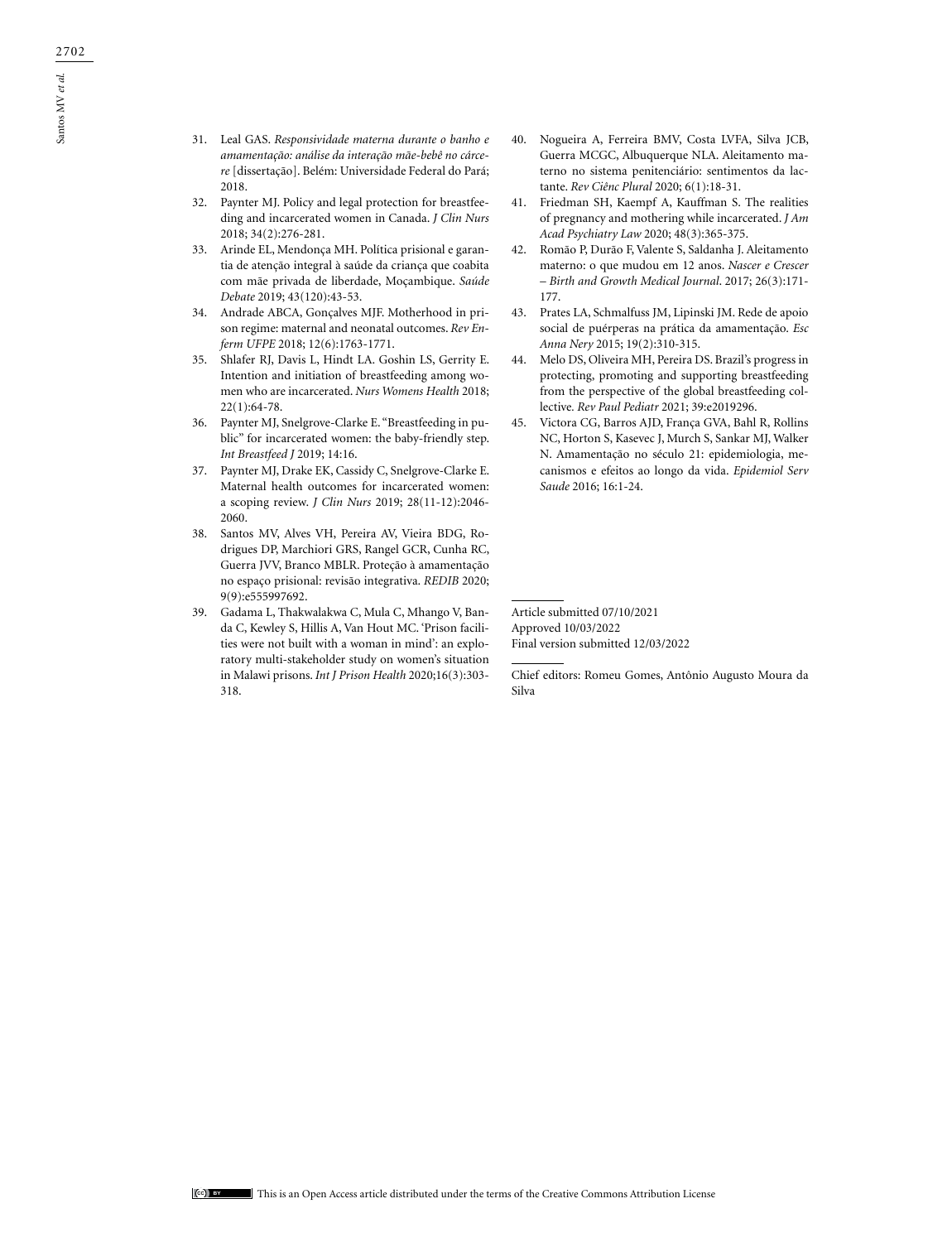31. Leal GAS. *Responsividade materna durante o banho e amamentação: análise da interação mãe-bebê no cárcere* [dissertação]. Belém: Universidade Federal do Pará; 2018.
32. Paynter MJ. Policy and legal protection for breastfeeding and incarcerated women in Canada. *J Clin Nurs* 2018; 34(2):276-281.
33. Arinde EL, Mendonça MH. Política prisional e garantia de atenção integral à saúde da criança que coabita com mãe privada de liberdade, Moçambique. *Saúde Debate* 2019; 43(120):43-53.
34. Andrade ABCA, Gonçalves MJF. Motherhood in prison regime: maternal and neonatal outcomes. *Rev Enferm UFPE* 2018; 12(6):1763-1771.
35. Shlafer RJ, Davis L, Hindt LA. Goshin LS, Gerrity E. Intention and initiation of breastfeeding among women who are incarcerated. *Nurs Womens Health* 2018; 22(1):64-78.
36. Paynter MJ, Snelgrove-Clarke E. "Breastfeeding in public" for incarcerated women: the baby-friendly step. *Int Breastfeed J* 2019; 14:16.
37. Paynter MJ, Drake EK, Cassidy C, Snelgrove-Clarke E. Maternal health outcomes for incarcerated women: a scoping review. *J Clin Nurs* 2019; 28(11-12):2046-2060.
38. Santos MV, Alves VH, Pereira AV, Vieira BDG, Rodrigues DP, Marchiori GRS, Rangel GCR, Cunha RC, Guerra JVV, Branco MBLR. Proteção à amamentação no espaço prisional: revisão integrativa. *REDIB* 2020; 9(9):e555997692.
39. Gadama L, Thakwalakwa C, Mula C, Mhango V, Banda C, Kewley S, Hillis A, Van Hout MC. 'Prison facilities were not built with a woman in mind': an exploratory multi-stakeholder study on women's situation in Malawi prisons. *Int J Prison Health* 2020;16(3):303-318.
40. Nogueira A, Ferreira BMV, Costa LVFA, Silva JCB, Guerra MCGC, Albuquerque NLA. Aleitamento materno no sistema penitenciário: sentimentos da lactante. *Rev Ciênc Plural* 2020; 6(1):18-31.
41. Friedman SH, Kaempf A, Kauffman S. The realities of pregnancy and mothering while incarcerated. *J Am Acad Psychiatry Law* 2020; 48(3):365-375.
42. Romão P, Durão F, Valente S, Saldanha J. Aleitamento materno: o que mudou em 12 anos. *Nascer e Crescer – Birth and Growth Medical Journal*. 2017; 26(3):171-177.
43. Prates LA, Schmalfuss JM, Lipinski JM. Rede de apoio social de puérperas na prática da amamentação. *Esc Anna Nery* 2015; 19(2):310-315.
44. Melo DS, Oliveira MH, Pereira DS. Brazil's progress in protecting, promoting and supporting breastfeeding from the perspective of the global breastfeeding collective. *Rev Paul Pediatr* 2021; 39:e2019296.
45. Victora CG, Barros AJD, França GVA, Bahl R, Rollins NC, Horton S, Kasevec J, Murch S, Sankar MJ, Walker N. Amamentação no século 21: epidemiologia, mecanismos e efeitos ao longo da vida. *Epidemiol Serv Saude* 2016; 16:1-24.

---

Article submitted 07/10/2021
Approved 10/03/2022
Final version submitted 12/03/2022

---

Chief editors: Romeu Gomes, Antônio Augusto Moura da Silva

This is an Open Access article distributed under the terms of the Creative Commons Attribution License